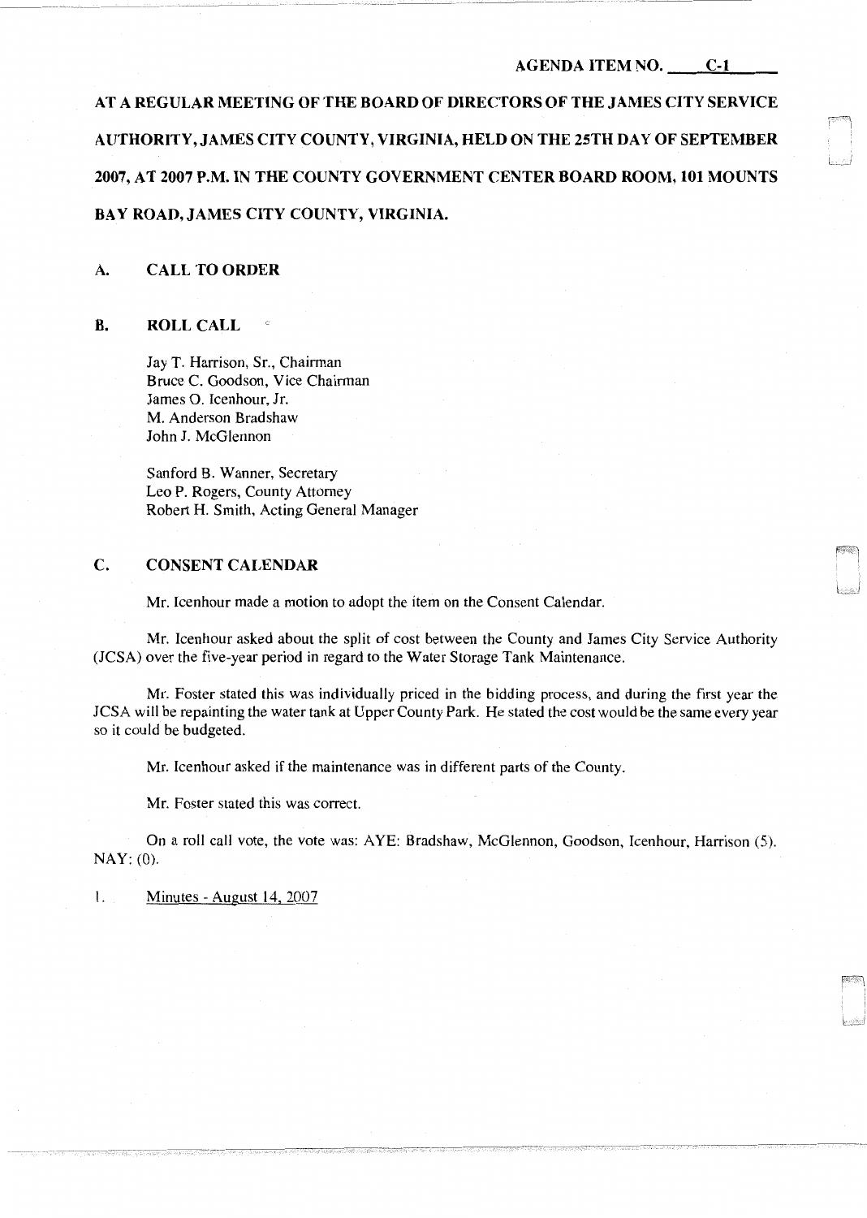AGENDA ITEM NO. C-1

**AT A REGULAR MEETING OF THE BOARD OF DIRECTORS OF THE JAMES CITY SERVICE AUTHORITY, JAMES CITY COUNTY, VIRGINIA, HELD ON THE 25TH DAY OF SEPTEMBER 2007, AT 2007 P.M. IN THE COUNTY GOVERNMENT CENTER BOARD ROOM, 101 MOUNTS BAY ROAD, JAMES CITY COUNTY, VIRGINIA.**

## A. CALL TO ORDER

## B. ROLL CALL

Jay T. Harrison, Sr., Chairman
Bruce C. Goodson, Vice Chairman
James O. Icenhour, Jr.
M. Anderson Bradshaw
John J. McGlennon

Sanford B. Wanner, Secretary
Leo P. Rogers, County Attorney
Robert H. Smith, Acting General Manager

## C. CONSENT CALENDAR

Mr. Icenhour made a motion to adopt the item on the Consent Calendar.

Mr. Icenhour asked about the split of cost between the County and James City Service Authority (JCSA) over the five-year period in regard to the Water Storage Tank Maintenance.

Mr. Foster stated this was individually priced in the bidding process, and during the first year the JCSA will be repainting the water tank at Upper County Park. He stated the cost would be the same every year so it could be budgeted.

Mr. Icenhour asked if the maintenance was in different parts of the County.

Mr. Foster stated this was correct.

On a roll call vote, the vote was: AYE: Bradshaw, McGlennon, Goodson, Icenhour, Harrison (5). NAY: (0).

1. Minutes - August 14, 2007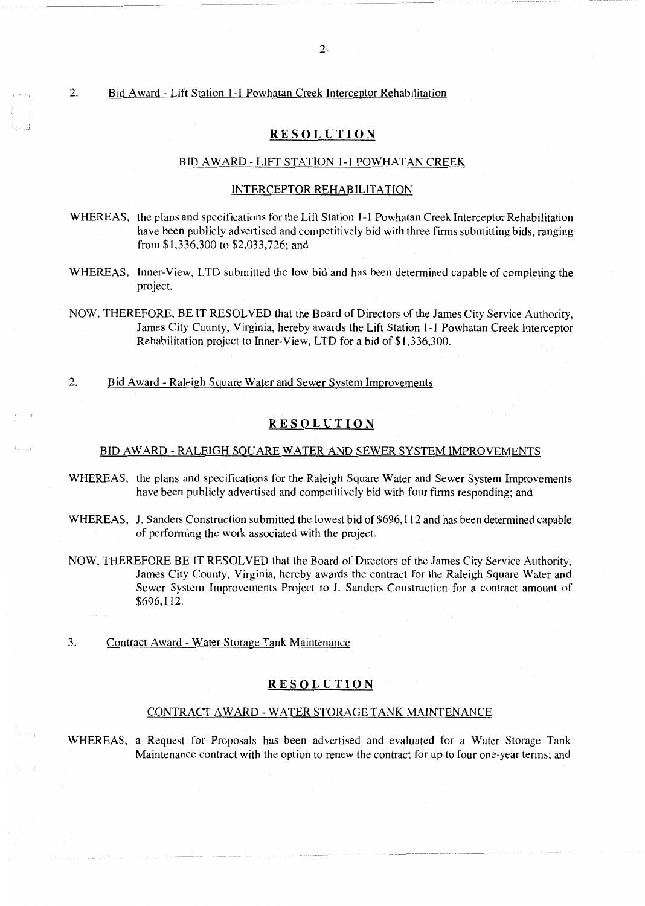2. Bid Award - Lift Station 1-1 Powhatan Creek Interceptor Rehabilitation

**RESOLUTION**

BID AWARD - LIFT STATION 1-1 POWHATAN CREEK

INTERCEPTOR REHABILITATION

WHEREAS, the plans and specifications for the Lift Station 1-1 Powhatan Creek Interceptor Rehabilitation have been publicly advertised and competitively bid with three firms submitting bids, ranging from $1,336,300 to $2,033,726; and

WHEREAS, Inner-View, LTD submitted the low bid and has been determined capable of completing the project.

NOW, THEREFORE, BE IT RESOLVED that the Board of Directors of the James City Service Authority, James City County, Virginia, hereby awards the Lift Station 1-1 Powhatan Creek Interceptor Rehabilitation project to Inner-View, LTD for a bid of $1,336,300.

2. Bid Award - Raleigh Square Water and Sewer System Improvements

**RESOLUTION**

BID AWARD - RALEIGH SQUARE WATER AND SEWER SYSTEM IMPROVEMENTS

WHEREAS, the plans and specifications for the Raleigh Square Water and Sewer System Improvements have been publicly advertised and competitively bid with four firms responding; and

WHEREAS, J. Sanders Construction submitted the lowest bid of $696,112 and has been determined capable of performing the work associated with the project.

NOW, THEREFORE BE IT RESOLVED that the Board of Directors of the James City Service Authority, James City County, Virginia, hereby awards the contract for the Raleigh Square Water and Sewer System Improvements Project to J. Sanders Construction for a contract amount of $696,112.

3. Contract Award - Water Storage Tank Maintenance

**RESOLUTION**

CONTRACT AWARD - WATER STORAGE TANK MAINTENANCE

WHEREAS, a Request for Proposals has been advertised and evaluated for a Water Storage Tank Maintenance contract with the option to renew the contract for up to four one-year terms; and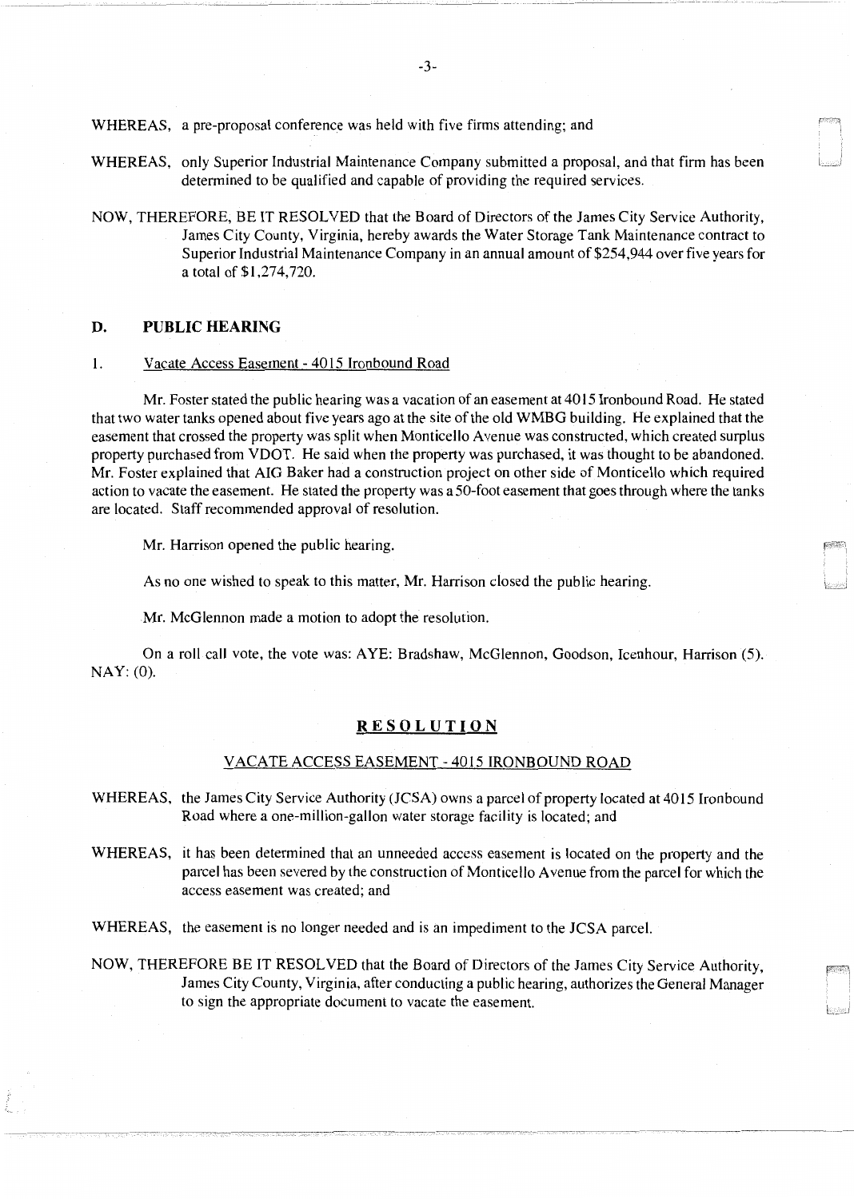WHEREAS, a pre-proposal conference was held with five firms attending; and

WHEREAS, only Superior Industrial Maintenance Company submitted a proposal, and that firm has been determined to be qualified and capable of providing the required services.

NOW, THEREFORE, BE IT RESOLVED that the Board of Directors of the James City Service Authority, James City County, Virginia, hereby awards the Water Storage Tank Maintenance contract to Superior Industrial Maintenance Company in an annual amount of $254,944 over five years for a total of $1,274,720.

## D. PUBLIC HEARING

1. Vacate Access Easement - 4015 Ironbound Road

Mr. Foster stated the public hearing was a vacation of an easement at 4015 Ironbound Road. He stated that two water tanks opened about five years ago at the site of the old WMBG building. He explained that the easement that crossed the property was split when Monticello Avenue was constructed, which created surplus property purchased from VDOT. He said when the property was purchased, it was thought to be abandoned. Mr. Foster explained that AIG Baker had a construction project on other side of Monticello which required action to vacate the easement. He stated the property was a 50-foot easement that goes through where the tanks are located. Staff recommended approval of resolution.

Mr. Harrison opened the public hearing.

As no one wished to speak to this matter, Mr. Harrison closed the public hearing.

Mr. McGlennon made a motion to adopt the resolution.

On a roll call vote, the vote was: AYE: Bradshaw, McGlennon, Goodson, Icenhour, Harrison (5). NAY: (0).

### RESOLUTION

#### VACATE ACCESS EASEMENT - 4015 IRONBOUND ROAD

WHEREAS, the James City Service Authority (JCSA) owns a parcel of property located at 4015 Ironbound Road where a one-million-gallon water storage facility is located; and

WHEREAS, it has been determined that an unneeded access easement is located on the property and the parcel has been severed by the construction of Monticello Avenue from the parcel for which the access easement was created; and

WHEREAS, the easement is no longer needed and is an impediment to the JCSA parcel.

NOW, THEREFORE BE IT RESOLVED that the Board of Directors of the James City Service Authority, James City County, Virginia, after conducting a public hearing, authorizes the General Manager to sign the appropriate document to vacate the easement.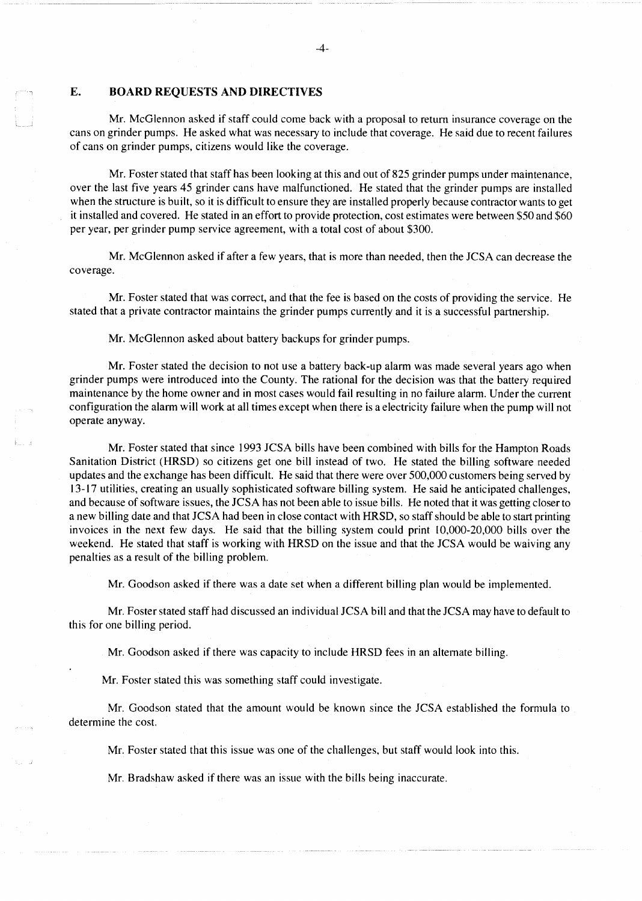## E. BOARD REQUESTS AND DIRECTIVES

Mr. McGlennon asked if staff could come back with a proposal to return insurance coverage on the cans on grinder pumps. He asked what was necessary to include that coverage. He said due to recent failures of cans on grinder pumps, citizens would like the coverage.

Mr. Foster stated that staff has been looking at this and out of 825 grinder pumps under maintenance, over the last five years 45 grinder cans have malfunctioned. He stated that the grinder pumps are installed when the structure is built, so it is difficult to ensure they are installed properly because contractor wants to get it installed and covered. He stated in an effort to provide protection, cost estimates were between $50 and $60 per year, per grinder pump service agreement, with a total cost of about $300.

Mr. McGlennon asked if after a few years, that is more than needed, then the JCSA can decrease the coverage.

Mr. Foster stated that was correct, and that the fee is based on the costs of providing the service. He stated that a private contractor maintains the grinder pumps currently and it is a successful partnership.

Mr. McGlennon asked about battery backups for grinder pumps.

Mr. Foster stated the decision to not use a battery back-up alarm was made several years ago when grinder pumps were introduced into the County. The rational for the decision was that the battery required maintenance by the home owner and in most cases would fail resulting in no failure alarm. Under the current configuration the alarm will work at all times except when there is a electricity failure when the pump will not operate anyway.

Mr. Foster stated that since 1993 JCSA bills have been combined with bills for the Hampton Roads Sanitation District (HRSD) so citizens get one bill instead of two. He stated the billing software needed updates and the exchange has been difficult. He said that there were over 500,000 customers being served by 13-17 utilities, creating an usually sophisticated software billing system. He said he anticipated challenges, and because of software issues, the JCSA has not been able to issue bills. He noted that it was getting closer to a new billing date and that JCSA had been in close contact with HRSD, so staff should be able to start printing invoices in the next few days. He said that the billing system could print 10,000-20,000 bills over the weekend. He stated that staff is working with HRSD on the issue and that the JCSA would be waiving any penalties as a result of the billing problem.

Mr. Goodson asked if there was a date set when a different billing plan would be implemented.

Mr. Foster stated staff had discussed an individual JCSA bill and that the JCSA may have to default to this for one billing period.

Mr. Goodson asked if there was capacity to include HRSD fees in an alternate billing.

Mr. Foster stated this was something staff could investigate.

Mr. Goodson stated that the amount would be known since the JCSA established the formula to determine the cost.

Mr. Foster stated that this issue was one of the challenges, but staff would look into this.

Mr. Bradshaw asked if there was an issue with the bills being inaccurate.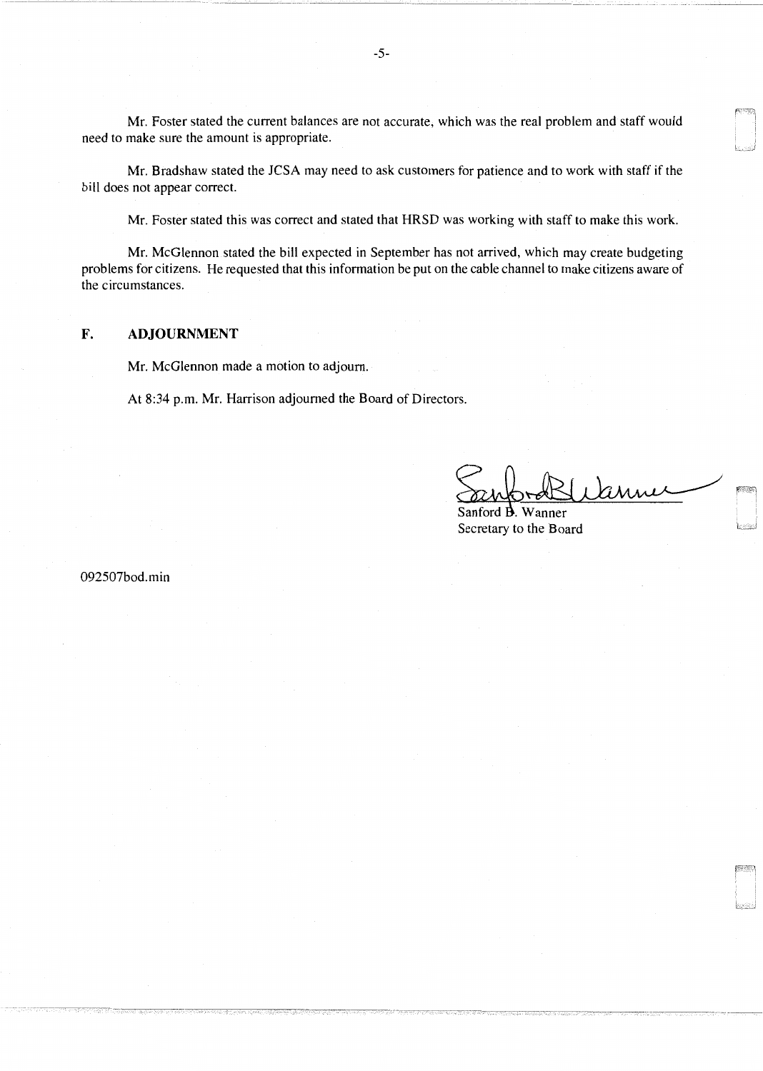Mr. Foster stated the current balances are not accurate, which was the real problem and staff would need to make sure the amount is appropriate.

Mr. Bradshaw stated the JCSA may need to ask customers for patience and to work with staff if the bill does not appear correct.

Mr. Foster stated this was correct and stated that HRSD was working with staff to make this work.

Mr. McGlennon stated the bill expected in September has not arrived, which may create budgeting problems for citizens. He requested that this information be put on the cable channel to make citizens aware of the circumstances.

## F. ADJOURNMENT

Mr. McGlennon made a motion to adjourn.

At 8:34 p.m. Mr. Harrison adjourned the Board of Directors.

Sanford B. Wanner
Secretary to the Board

092507bod.min